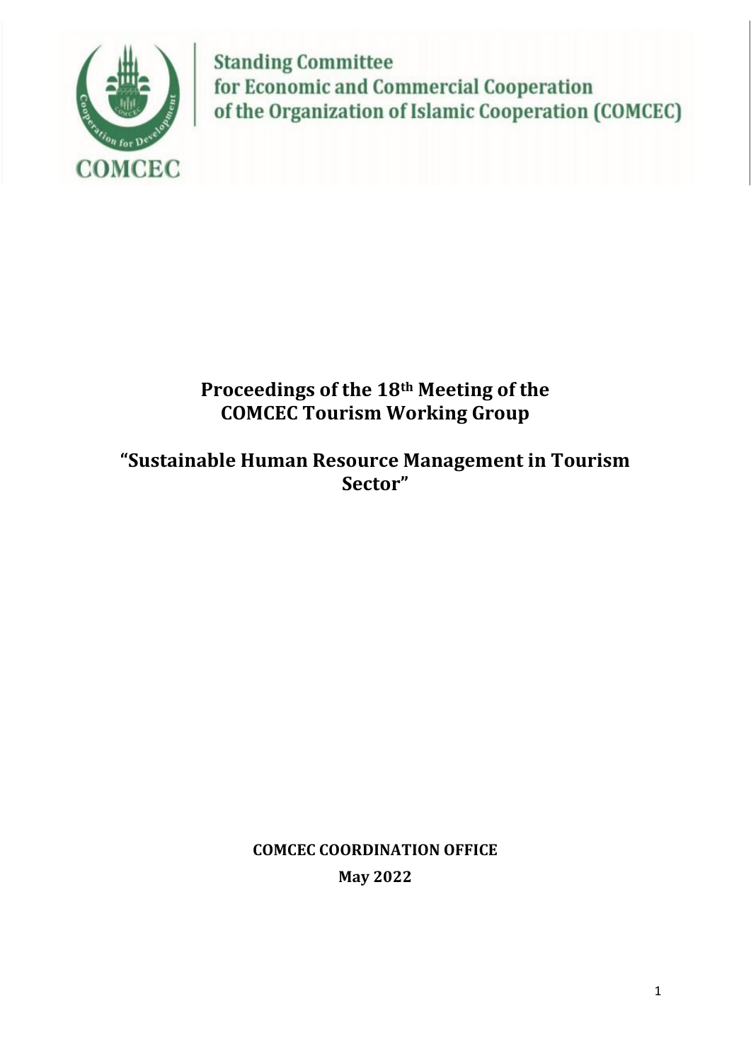Standing Committee
for Economic and Commercial Cooperation
of the Organization of Islamic Cooperation (COMCEC)

COMCEC

# Proceedings of the 18th Meeting of the COMCEC Tourism Working Group

## "Sustainable Human Resource Management in Tourism Sector"

**COMCEC COORDINATION OFFICE**

**May 2022**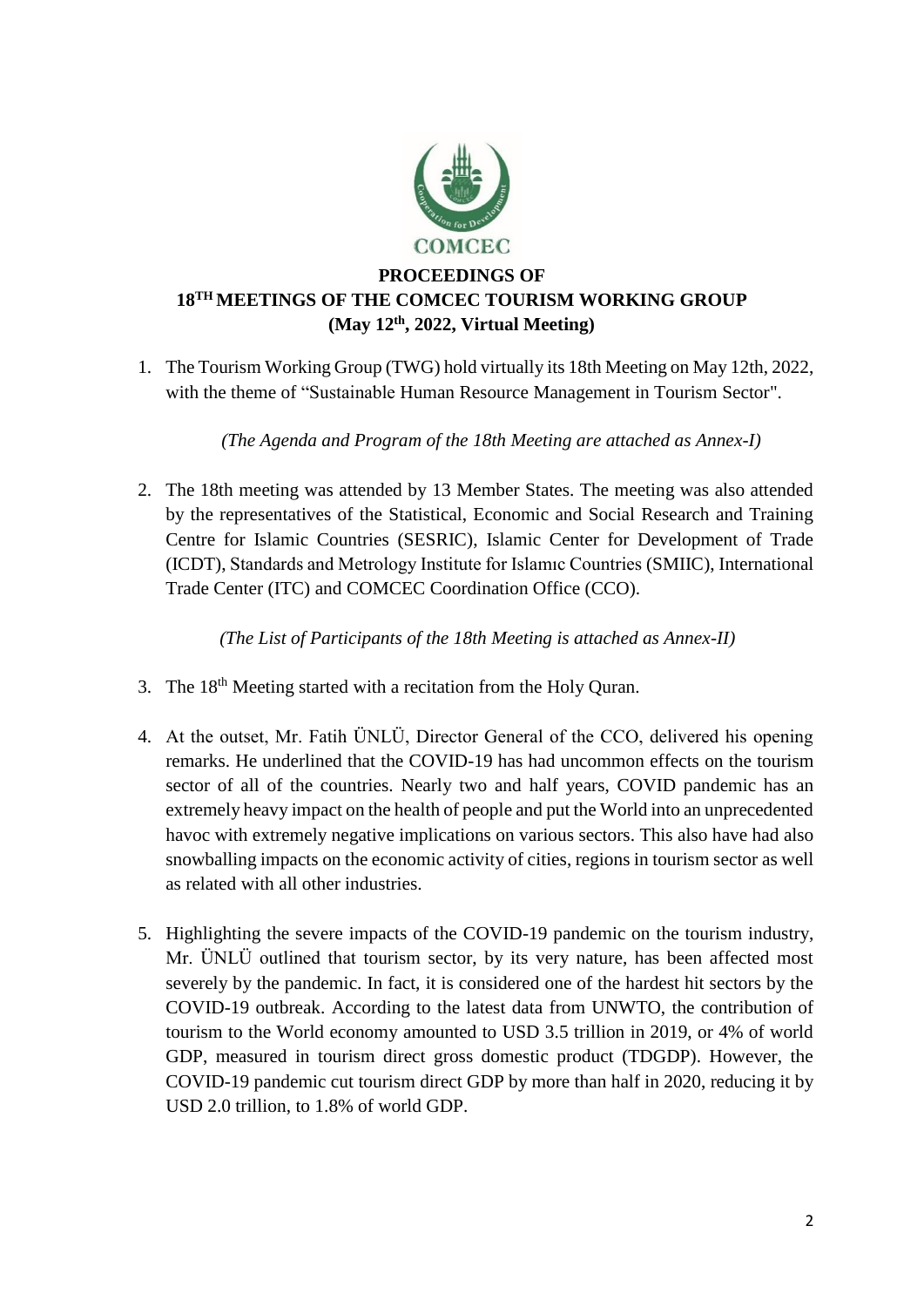COMCEC

**PROCEEDINGS OF**
**18[TH] MEETINGS OF THE COMCEC TOURISM WORKING GROUP**
**(May 12[th], 2022, Virtual Meeting)**

1. The Tourism Working Group (TWG) hold virtually its 18th Meeting on May 12th, 2022, with the theme of "Sustainable Human Resource Management in Tourism Sector".

   *(The Agenda and Program of the 18th Meeting are attached as Annex-I)*

2. The 18th meeting was attended by 13 Member States. The meeting was also attended by the representatives of the Statistical, Economic and Social Research and Training Centre for Islamic Countries (SESRIC), Islamic Center for Development of Trade (ICDT), Standards and Metrology Institute for Islamıc Countries (SMIIC), International Trade Center (ITC) and COMCEC Coordination Office (CCO).

   *(The List of Participants of the 18th Meeting is attached as Annex-II)*

3. The 18[th] Meeting started with a recitation from the Holy Quran.

4. At the outset, Mr. Fatih ÜNLÜ, Director General of the CCO, delivered his opening remarks. He underlined that the COVID-19 has had uncommon effects on the tourism sector of all of the countries. Nearly two and half years, COVID pandemic has an extremely heavy impact on the health of people and put the World into an unprecedented havoc with extremely negative implications on various sectors. This also have had also snowballing impacts on the economic activity of cities, regions in tourism sector as well as related with all other industries.

5. Highlighting the severe impacts of the COVID-19 pandemic on the tourism industry, Mr. ÜNLÜ outlined that tourism sector, by its very nature, has been affected most severely by the pandemic. In fact, it is considered one of the hardest hit sectors by the COVID-19 outbreak. According to the latest data from UNWTO, the contribution of tourism to the World economy amounted to USD 3.5 trillion in 2019, or 4% of world GDP, measured in tourism direct gross domestic product (TDGDP). However, the COVID-19 pandemic cut tourism direct GDP by more than half in 2020, reducing it by USD 2.0 trillion, to 1.8% of world GDP.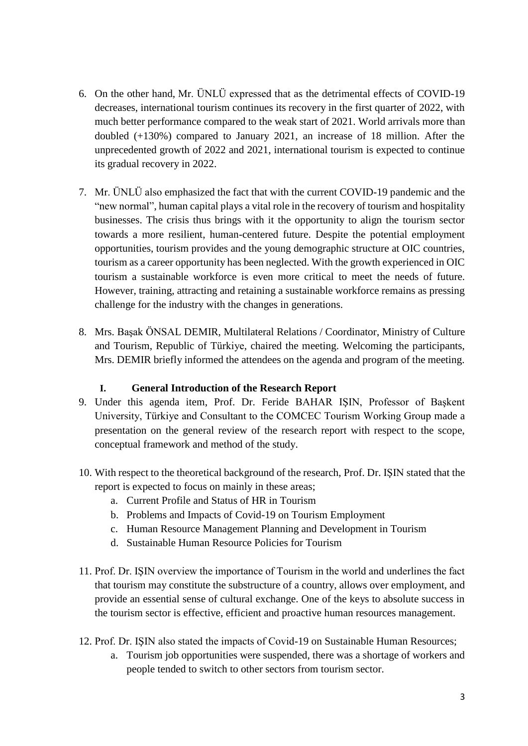6. On the other hand, Mr. ÜNLÜ expressed that as the detrimental effects of COVID-19 decreases, international tourism continues its recovery in the first quarter of 2022, with much better performance compared to the weak start of 2021. World arrivals more than doubled (+130%) compared to January 2021, an increase of 18 million. After the unprecedented growth of 2022 and 2021, international tourism is expected to continue its gradual recovery in 2022.

7. Mr. ÜNLÜ also emphasized the fact that with the current COVID-19 pandemic and the "new normal", human capital plays a vital role in the recovery of tourism and hospitality businesses. The crisis thus brings with it the opportunity to align the tourism sector towards a more resilient, human-centered future. Despite the potential employment opportunities, tourism provides and the young demographic structure at OIC countries, tourism as a career opportunity has been neglected. With the growth experienced in OIC tourism a sustainable workforce is even more critical to meet the needs of future. However, training, attracting and retaining a sustainable workforce remains as pressing challenge for the industry with the changes in generations.

8. Mrs. Başak ÖNSAL DEMIR, Multilateral Relations / Coordinator, Ministry of Culture and Tourism, Republic of Türkiye, chaired the meeting. Welcoming the participants, Mrs. DEMIR briefly informed the attendees on the agenda and program of the meeting.

## I. General Introduction of the Research Report

9. Under this agenda item, Prof. Dr. Feride BAHAR IŞIN, Professor of Başkent University, Türkiye and Consultant to the COMCEC Tourism Working Group made a presentation on the general review of the research report with respect to the scope, conceptual framework and method of the study.

10. With respect to the theoretical background of the research, Prof. Dr. IŞIN stated that the report is expected to focus on mainly in these areas;
    a. Current Profile and Status of HR in Tourism
    b. Problems and Impacts of Covid-19 on Tourism Employment
    c. Human Resource Management Planning and Development in Tourism
    d. Sustainable Human Resource Policies for Tourism

11. Prof. Dr. IŞIN overview the importance of Tourism in the world and underlines the fact that tourism may constitute the substructure of a country, allows over employment, and provide an essential sense of cultural exchange. One of the keys to absolute success in the tourism sector is effective, efficient and proactive human resources management.

12. Prof. Dr. IŞIN also stated the impacts of Covid-19 on Sustainable Human Resources;
    a. Tourism job opportunities were suspended, there was a shortage of workers and people tended to switch to other sectors from tourism sector.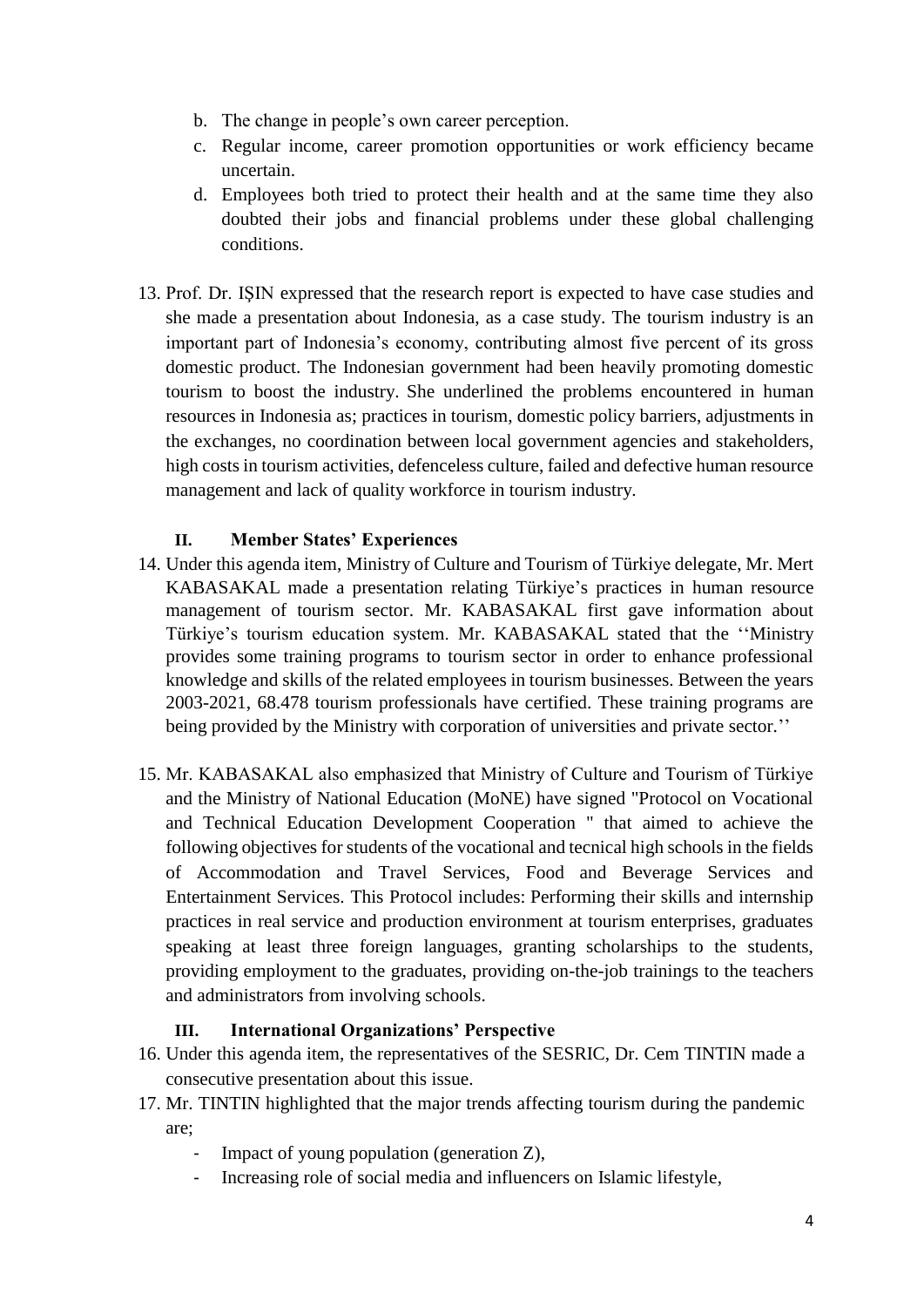b. The change in people's own career perception.
c. Regular income, career promotion opportunities or work efficiency became uncertain.
d. Employees both tried to protect their health and at the same time they also doubted their jobs and financial problems under these global challenging conditions.

13. Prof. Dr. IŞIN expressed that the research report is expected to have case studies and she made a presentation about Indonesia, as a case study. The tourism industry is an important part of Indonesia's economy, contributing almost five percent of its gross domestic product. The Indonesian government had been heavily promoting domestic tourism to boost the industry. She underlined the problems encountered in human resources in Indonesia as; practices in tourism, domestic policy barriers, adjustments in the exchanges, no coordination between local government agencies and stakeholders, high costs in tourism activities, defenceless culture, failed and defective human resource management and lack of quality workforce in tourism industry.

### II. Member States' Experiences

14. Under this agenda item, Ministry of Culture and Tourism of Türkiye delegate, Mr. Mert KABASAKAL made a presentation relating Türkiye's practices in human resource management of tourism sector. Mr. KABASAKAL first gave information about Türkiye's tourism education system. Mr. KABASAKAL stated that the ''Ministry provides some training programs to tourism sector in order to enhance professional knowledge and skills of the related employees in tourism businesses. Between the years 2003-2021, 68.478 tourism professionals have certified. These training programs are being provided by the Ministry with corporation of universities and private sector.''

15. Mr. KABASAKAL also emphasized that Ministry of Culture and Tourism of Türkiye and the Ministry of National Education (MoNE) have signed "Protocol on Vocational and Technical Education Development Cooperation " that aimed to achieve the following objectives for students of the vocational and tecnical high schools in the fields of Accommodation and Travel Services, Food and Beverage Services and Entertainment Services. This Protocol includes: Performing their skills and internship practices in real service and production environment at tourism enterprises, graduates speaking at least three foreign languages, granting scholarships to the students, providing employment to the graduates, providing on-the-job trainings to the teachers and administrators from involving schools.

### III. International Organizations' Perspective

16. Under this agenda item, the representatives of the SESRIC, Dr. Cem TINTIN made a consecutive presentation about this issue.
17. Mr. TINTIN highlighted that the major trends affecting tourism during the pandemic are;
    - Impact of young population (generation Z),
    - Increasing role of social media and influencers on Islamic lifestyle,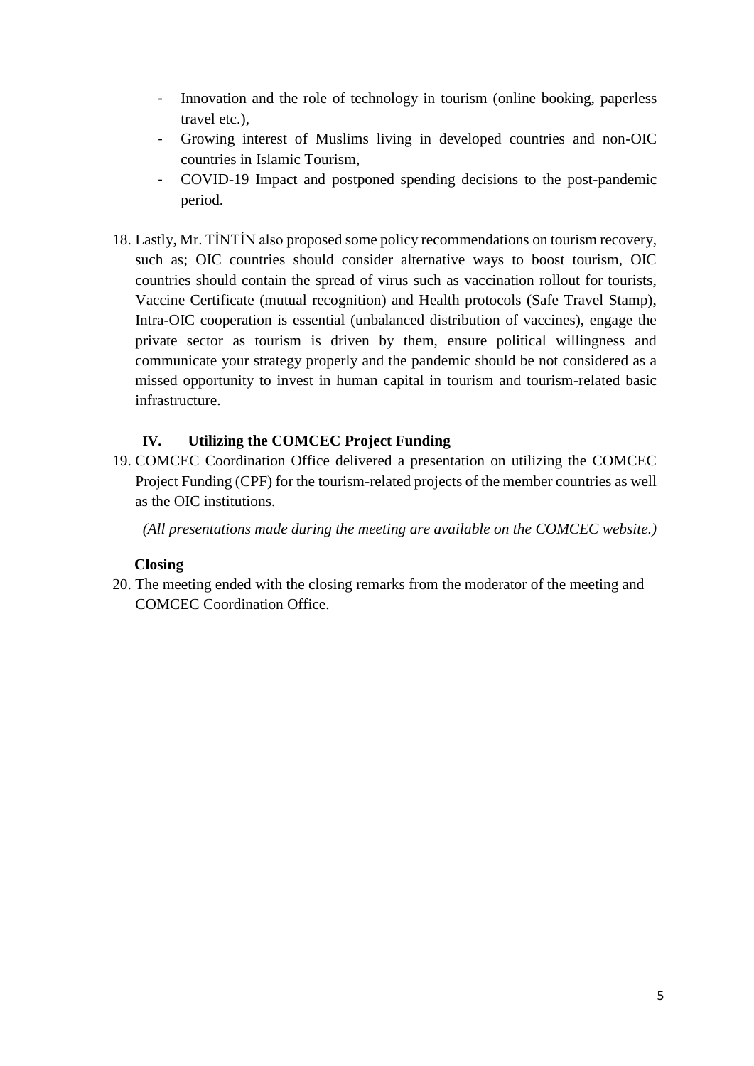- Innovation and the role of technology in tourism (online booking, paperless travel etc.),
- Growing interest of Muslims living in developed countries and non-OIC countries in Islamic Tourism,
- COVID-19 Impact and postponed spending decisions to the post-pandemic period.

18. Lastly, Mr. TİNTİN also proposed some policy recommendations on tourism recovery, such as; OIC countries should consider alternative ways to boost tourism, OIC countries should contain the spread of virus such as vaccination rollout for tourists, Vaccine Certificate (mutual recognition) and Health protocols (Safe Travel Stamp), Intra-OIC cooperation is essential (unbalanced distribution of vaccines), engage the private sector as tourism is driven by them, ensure political willingness and communicate your strategy properly and the pandemic should be not considered as a missed opportunity to invest in human capital in tourism and tourism-related basic infrastructure.

### IV. Utilizing the COMCEC Project Funding

19. COMCEC Coordination Office delivered a presentation on utilizing the COMCEC Project Funding (CPF) for the tourism-related projects of the member countries as well as the OIC institutions.

*(All presentations made during the meeting are available on the COMCEC website.)*

### Closing

20. The meeting ended with the closing remarks from the moderator of the meeting and COMCEC Coordination Office.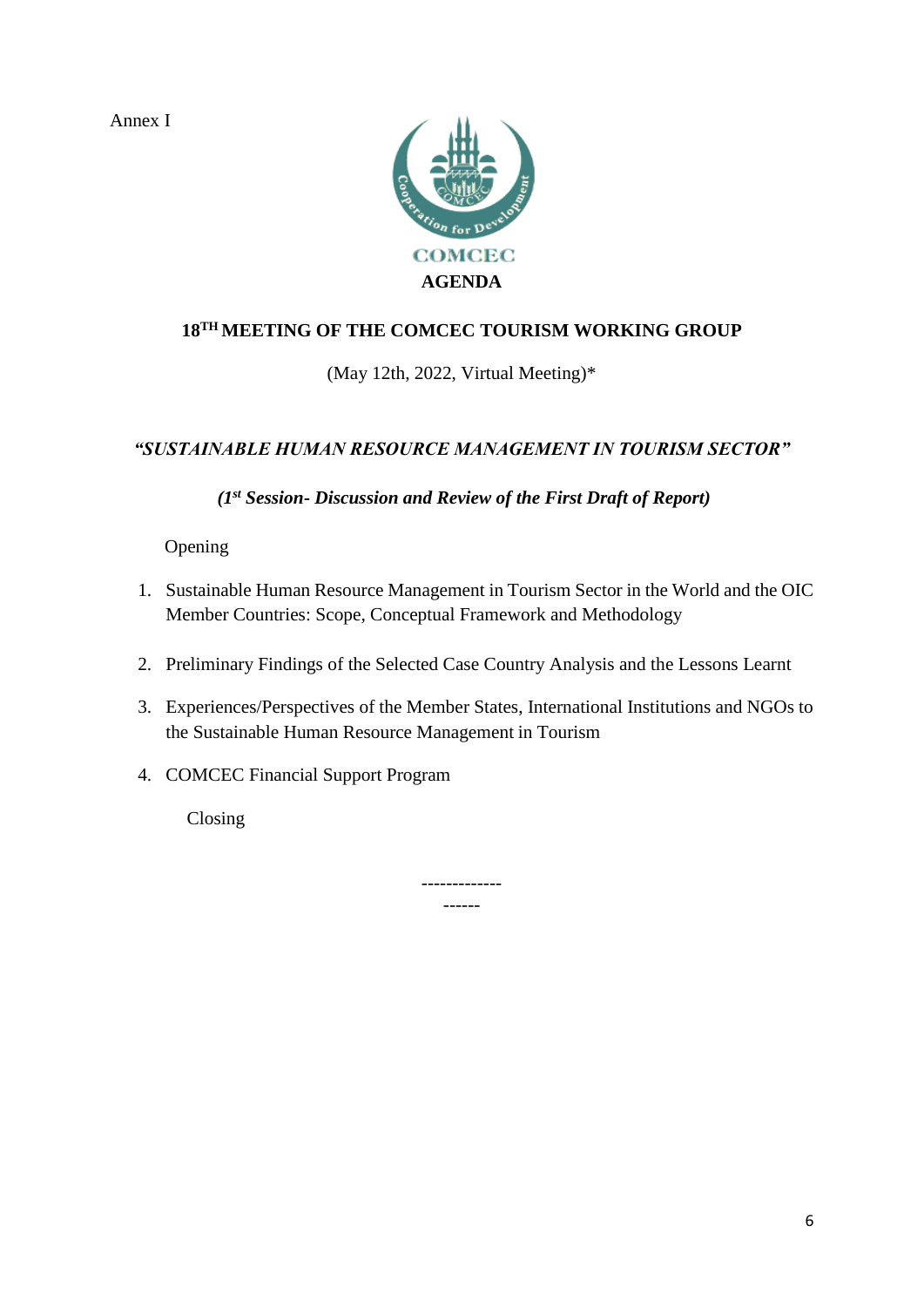Annex I

COMCEC

**AGENDA**

**18[TH] MEETING OF THE COMCEC TOURISM WORKING GROUP**

(May 12th, 2022, Virtual Meeting)*

***"SUSTAINABLE HUMAN RESOURCE MANAGEMENT IN TOURISM SECTOR"***

***(1st Session- Discussion and Review of the First Draft of Report)***

Opening

1. Sustainable Human Resource Management in Tourism Sector in the World and the OIC Member Countries: Scope, Conceptual Framework and Methodology
2. Preliminary Findings of the Selected Case Country Analysis and the Lessons Learnt
3. Experiences/Perspectives of the Member States, International Institutions and NGOs to the Sustainable Human Resource Management in Tourism
4. COMCEC Financial Support Program

Closing

-------------
------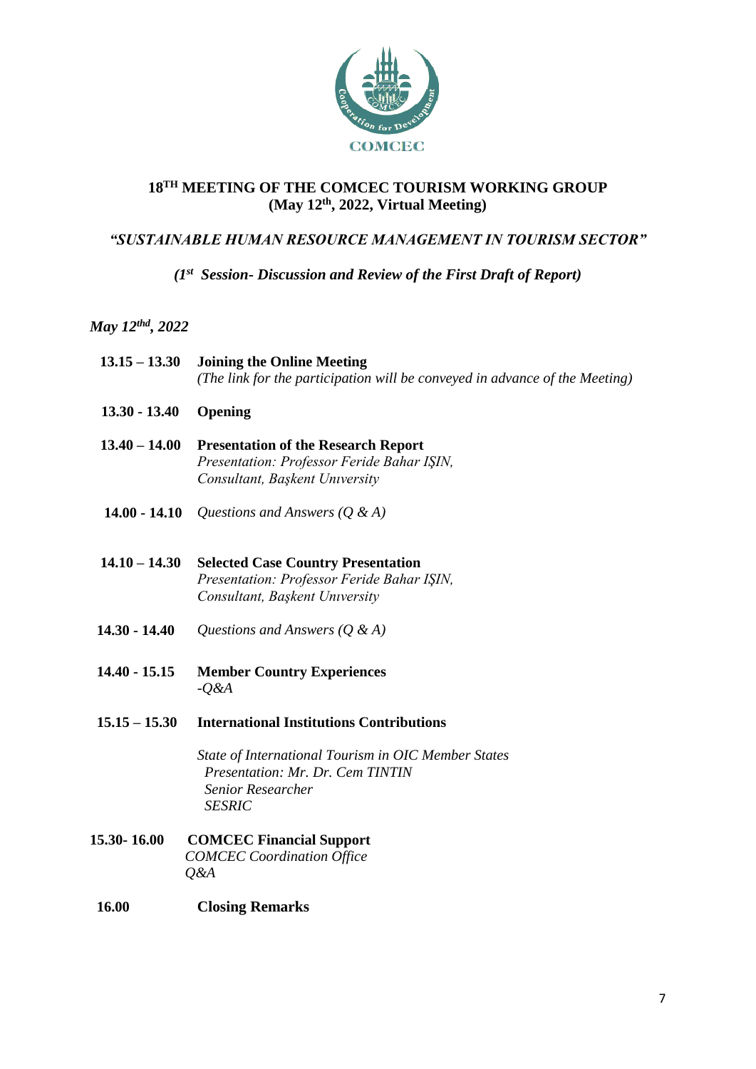# 18[TH] MEETING OF THE COMCEC TOURISM WORKING GROUP
## (May 12[th], 2022, Virtual Meeting)

### *"SUSTAINABLE HUMAN RESOURCE MANAGEMENT IN TOURISM SECTOR"*

***(1[st] Session- Discussion and Review of the First Draft of Report)***

***May 12[thd], 2022***

| | |
|---|---|
| **13.15 – 13.30** | **Joining the Online Meeting**<br>*(The link for the participation will be conveyed in advance of the Meeting)* |
| **13.30 - 13.40** | **Opening** |
| **13.40 – 14.00** | **Presentation of the Research Report**<br>*Presentation: Professor Feride Bahar IŞIN, Consultant, Başkent Unıversity* |
| **14.00 - 14.10** | *Questions and Answers (Q & A)* |
| **14.10 – 14.30** | **Selected Case Country Presentation**<br>*Presentation: Professor Feride Bahar IŞIN, Consultant, Başkent Unıversity* |
| **14.30 - 14.40** | *Questions and Answers (Q & A)* |
| **14.40 - 15.15** | **Member Country Experiences**<br>*-Q&A* |
| **15.15 – 15.30** | **International Institutions Contributions**<br><br>*State of International Tourism in OIC Member States*<br>*Presentation: Mr. Dr. Cem TINTIN*<br>*Senior Researcher*<br>*SESRIC* |
| **15.30- 16.00** | **COMCEC Financial Support**<br>*COMCEC Coordination Office*<br>*Q&A* |
| **16.00** | **Closing Remarks** |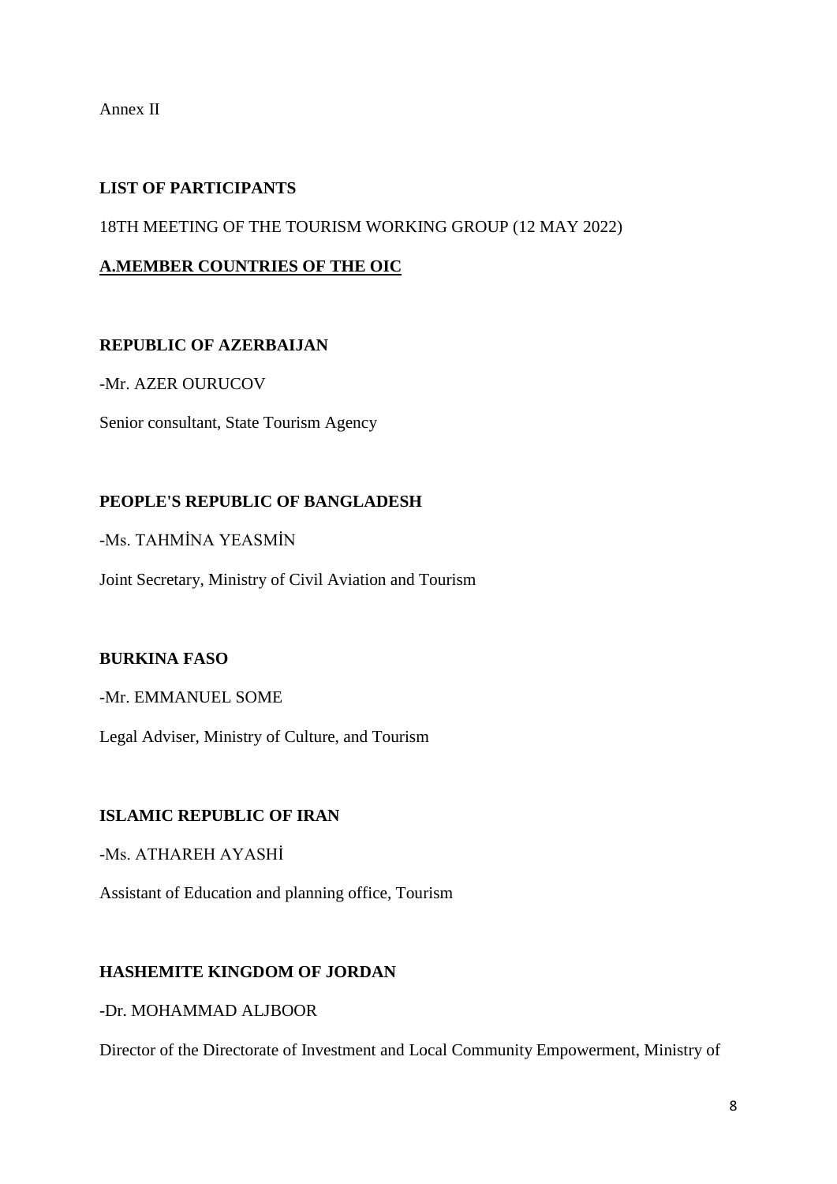Annex II

**LIST OF PARTICIPANTS**

18TH MEETING OF THE TOURISM WORKING GROUP (12 MAY 2022)

**A.MEMBER COUNTRIES OF THE OIC**

**REPUBLIC OF AZERBAIJAN**

-Mr. AZER OURUCOV

Senior consultant, State Tourism Agency

**PEOPLE'S REPUBLIC OF BANGLADESH**

-Ms. TAHMİNA YEASMİN

Joint Secretary, Ministry of Civil Aviation and Tourism

**BURKINA FASO**

-Mr. EMMANUEL SOME

Legal Adviser, Ministry of Culture, and Tourism

**ISLAMIC REPUBLIC OF IRAN**

-Ms. ATHAREH AYASHİ

Assistant of Education and planning office, Tourism

**HASHEMITE KINGDOM OF JORDAN**

-Dr. MOHAMMAD ALJBOOR

Director of the Directorate of Investment and Local Community Empowerment, Ministry of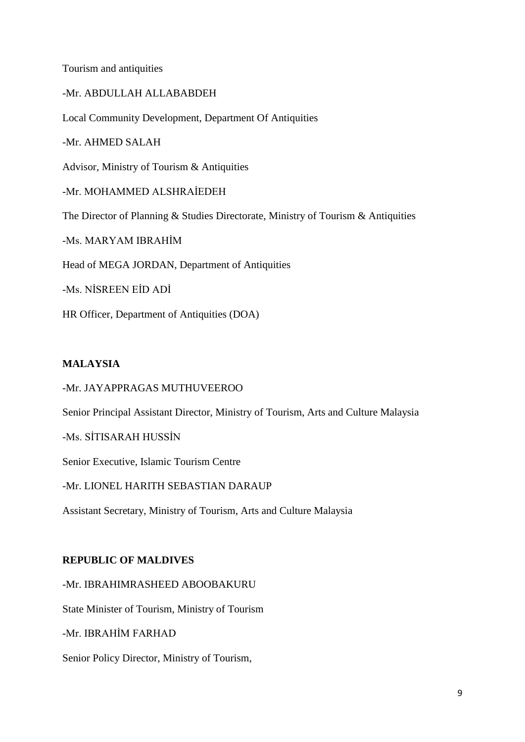Tourism and antiquities

-Mr. ABDULLAH ALLABABDEH

Local Community Development, Department Of Antiquities

-Mr. AHMED SALAH

Advisor, Ministry of Tourism & Antiquities

-Mr. MOHAMMED ALSHRAİEDEH

The Director of Planning & Studies Directorate, Ministry of Tourism & Antiquities

-Ms. MARYAM IBRAHİM

Head of MEGA JORDAN, Department of Antiquities

-Ms. NİSREEN EİD ADİ

HR Officer, Department of Antiquities (DOA)

**MALAYSIA**

-Mr. JAYAPPRAGAS MUTHUVEEROO

Senior Principal Assistant Director, Ministry of Tourism, Arts and Culture Malaysia

-Ms. SİTISARAH HUSSİN

Senior Executive, Islamic Tourism Centre

-Mr. LIONEL HARITH SEBASTIAN DARAUP

Assistant Secretary, Ministry of Tourism, Arts and Culture Malaysia

**REPUBLIC OF MALDIVES**

-Mr. IBRAHIMRASHEED ABOOBAKURU

State Minister of Tourism, Ministry of Tourism

-Mr. IBRAHİM FARHAD

Senior Policy Director, Ministry of Tourism,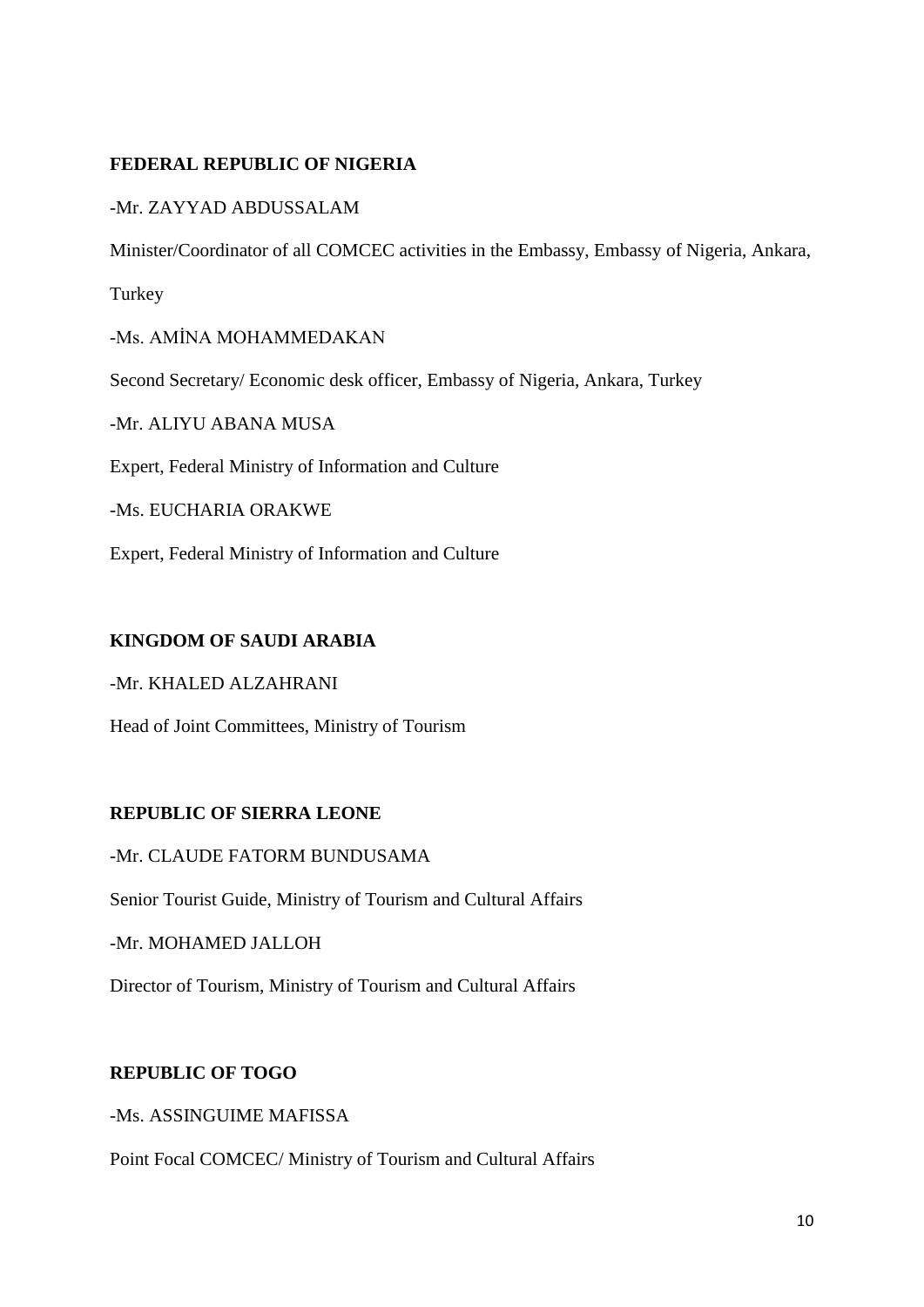**FEDERAL REPUBLIC OF NIGERIA**

-Mr. ZAYYAD ABDUSSALAM

Minister/Coordinator of all COMCEC activities in the Embassy, Embassy of Nigeria, Ankara, Turkey

-Ms. AMİNA MOHAMMEDAKAN

Second Secretary/ Economic desk officer, Embassy of Nigeria, Ankara, Turkey

-Mr. ALIYU ABANA MUSA

Expert, Federal Ministry of Information and Culture

-Ms. EUCHARIA ORAKWE

Expert, Federal Ministry of Information and Culture

**KINGDOM OF SAUDI ARABIA**

-Mr. KHALED ALZAHRANI

Head of Joint Committees, Ministry of Tourism

**REPUBLIC OF SIERRA LEONE**

-Mr. CLAUDE FATORM BUNDUSAMA

Senior Tourist Guide, Ministry of Tourism and Cultural Affairs

-Mr. MOHAMED JALLOH

Director of Tourism, Ministry of Tourism and Cultural Affairs

**REPUBLIC OF TOGO**

-Ms. ASSINGUIME MAFISSA

Point Focal COMCEC/ Ministry of Tourism and Cultural Affairs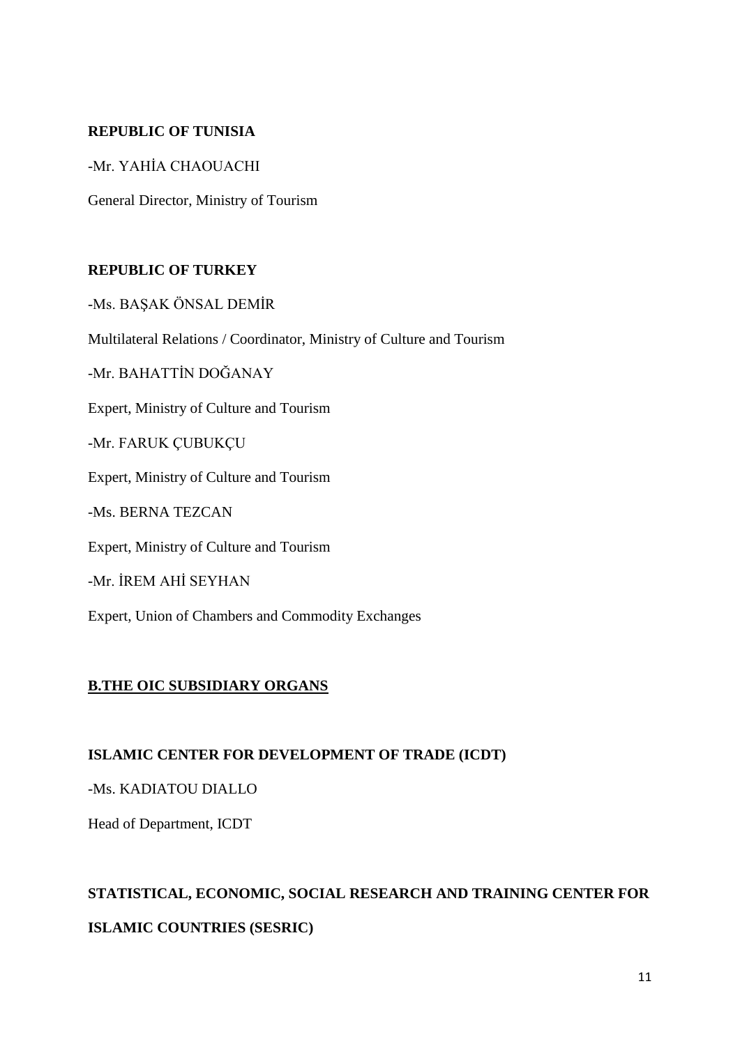**REPUBLIC OF TUNISIA**

-Mr. YAHİA CHAOUACHI

General Director, Ministry of Tourism

**REPUBLIC OF TURKEY**

-Ms. BAŞAK ÖNSAL DEMİR

Multilateral Relations / Coordinator, Ministry of Culture and Tourism

-Mr. BAHATTİN DOĞANAY

Expert, Ministry of Culture and Tourism

-Mr. FARUK ÇUBUKÇU

Expert, Ministry of Culture and Tourism

-Ms. BERNA TEZCAN

Expert, Ministry of Culture and Tourism

-Mr. İREM AHİ SEYHAN

Expert, Union of Chambers and Commodity Exchanges

**B.THE OIC SUBSIDIARY ORGANS**

**ISLAMIC CENTER FOR DEVELOPMENT OF TRADE (ICDT)**

-Ms. KADIATOU DIALLO

Head of Department, ICDT

**STATISTICAL, ECONOMIC, SOCIAL RESEARCH AND TRAINING CENTER FOR ISLAMIC COUNTRIES (SESRIC)**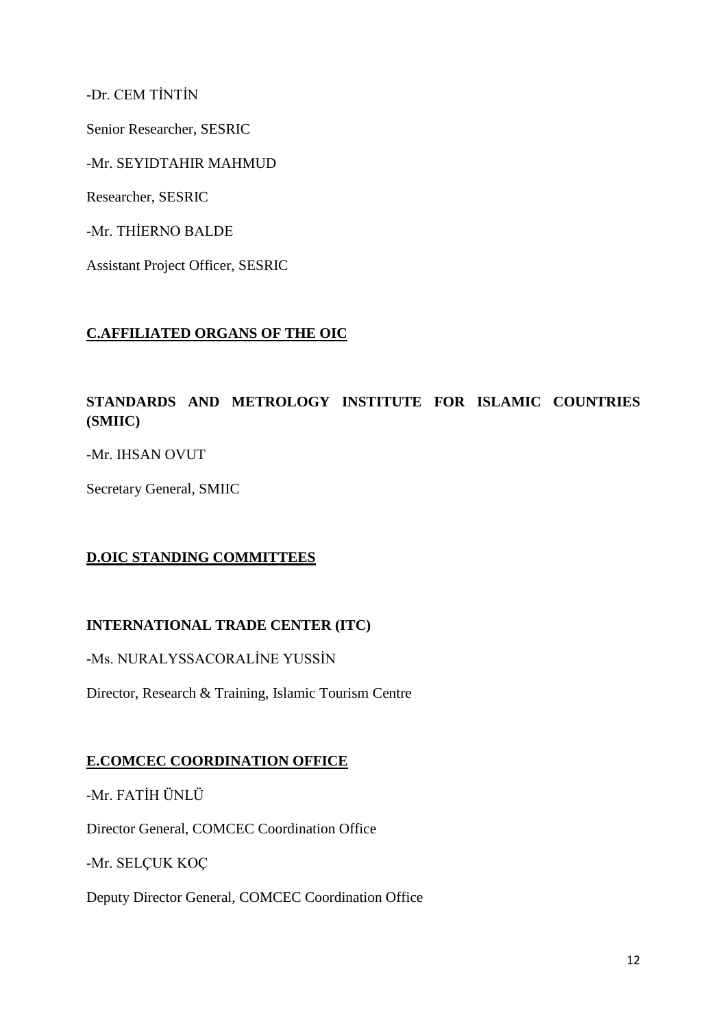-Dr. CEM TİNTİN

Senior Researcher, SESRIC

-Mr. SEYIDTAHIR MAHMUD

Researcher, SESRIC

-Mr. THİERNO BALDE

Assistant Project Officer, SESRIC

## C.AFFILIATED ORGANS OF THE OIC

### STANDARDS AND METROLOGY INSTITUTE FOR ISLAMIC COUNTRIES (SMIIC)

-Mr. IHSAN OVUT

Secretary General, SMIIC

## D.OIC STANDING COMMITTEES

### INTERNATIONAL TRADE CENTER (ITC)

-Ms. NURALYSSACORALİNE YUSSİN

Director, Research & Training, Islamic Tourism Centre

## E.COMCEC COORDINATION OFFICE

-Mr. FATİH ÜNLÜ

Director General, COMCEC Coordination Office

-Mr. SELÇUK KOÇ

Deputy Director General, COMCEC Coordination Office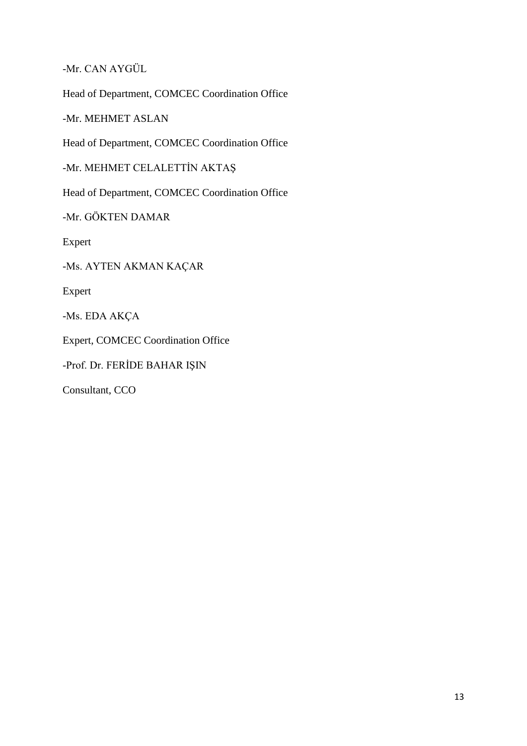-Mr. CAN AYGÜL

Head of Department, COMCEC Coordination Office

-Mr. MEHMET ASLAN

Head of Department, COMCEC Coordination Office

-Mr. MEHMET CELALETTİN AKTAŞ

Head of Department, COMCEC Coordination Office

-Mr. GÖKTEN DAMAR

Expert

-Ms. AYTEN AKMAN KAÇAR

Expert

-Ms. EDA AKÇA

Expert, COMCEC Coordination Office

-Prof. Dr. FERİDE BAHAR IŞIN

Consultant, CCO